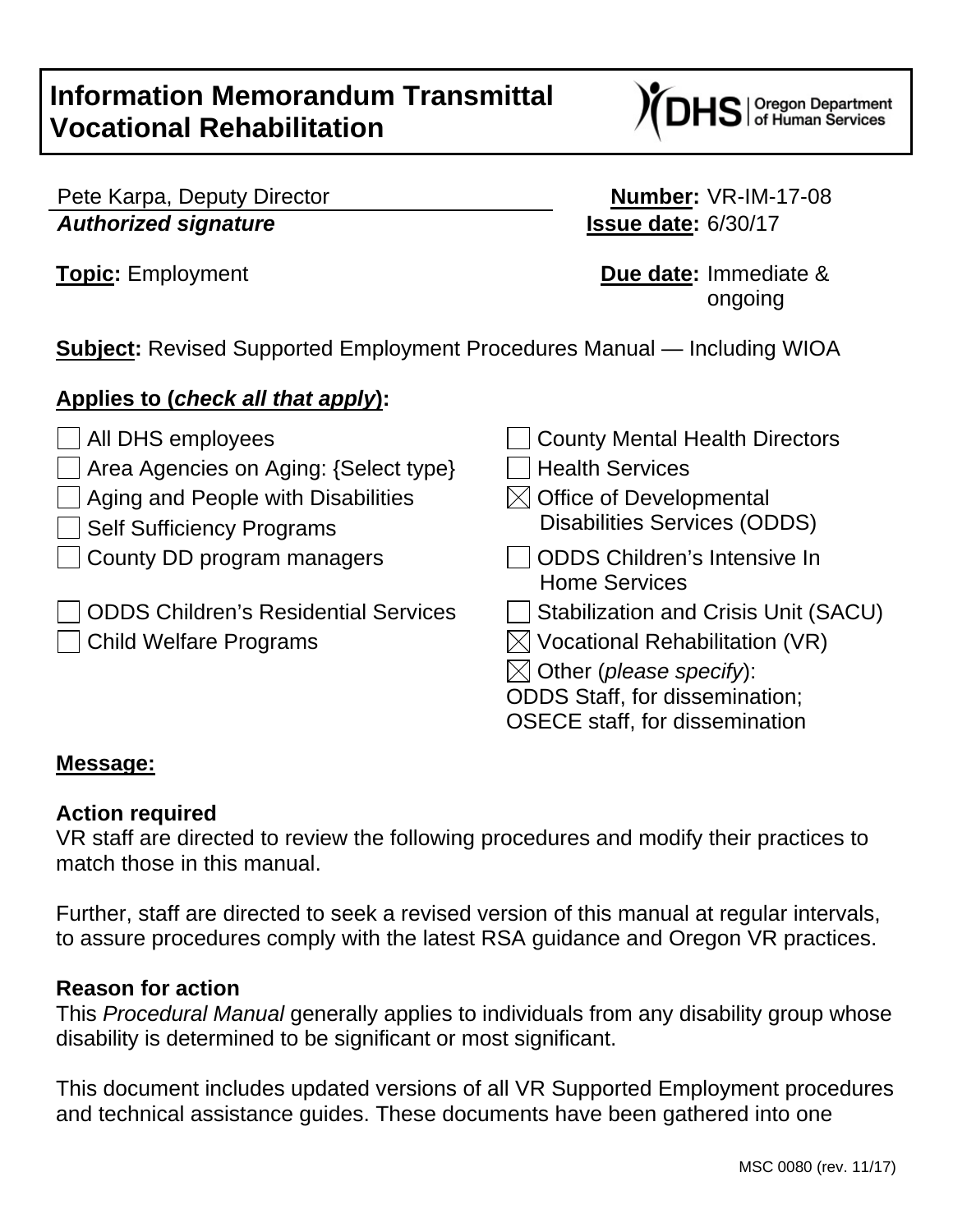# Information Memorandum Transmittal Vocational Rehabilitation

Pete Karpa, Deputy Director
***Authorized signature***

**Number:** VR-IM-17-08
**Issue date:** 6/30/17

**Topic:** Employment

**Due date:** Immediate & ongoing

**Subject:** Revised Supported Employment Procedures Manual — Including WIOA

**Applies to (*check all that apply*):**

- ☐ All DHS employees
- ☐ Area Agencies on Aging: {Select type}
- ☐ Aging and People with Disabilities
- ☐ Self Sufficiency Programs
- ☐ County DD program managers
- ☐ ODDS Children's Residential Services
- ☐ Child Welfare Programs
- ☐ County Mental Health Directors
- ☐ Health Services
- ☒ Office of Developmental Disabilities Services (ODDS)
- ☐ ODDS Children's Intensive In Home Services
- ☐ Stabilization and Crisis Unit (SACU)
- ☒ Vocational Rehabilitation (VR)
- ☒ Other (*please specify*): ODDS Staff, for dissemination; OSECE staff, for dissemination

**Message:**

**Action required**
VR staff are directed to review the following procedures and modify their practices to match those in this manual.

Further, staff are directed to seek a revised version of this manual at regular intervals, to assure procedures comply with the latest RSA guidance and Oregon VR practices.

**Reason for action**
This *Procedural Manual* generally applies to individuals from any disability group whose disability is determined to be significant or most significant.

This document includes updated versions of all VR Supported Employment procedures and technical assistance guides. These documents have been gathered into one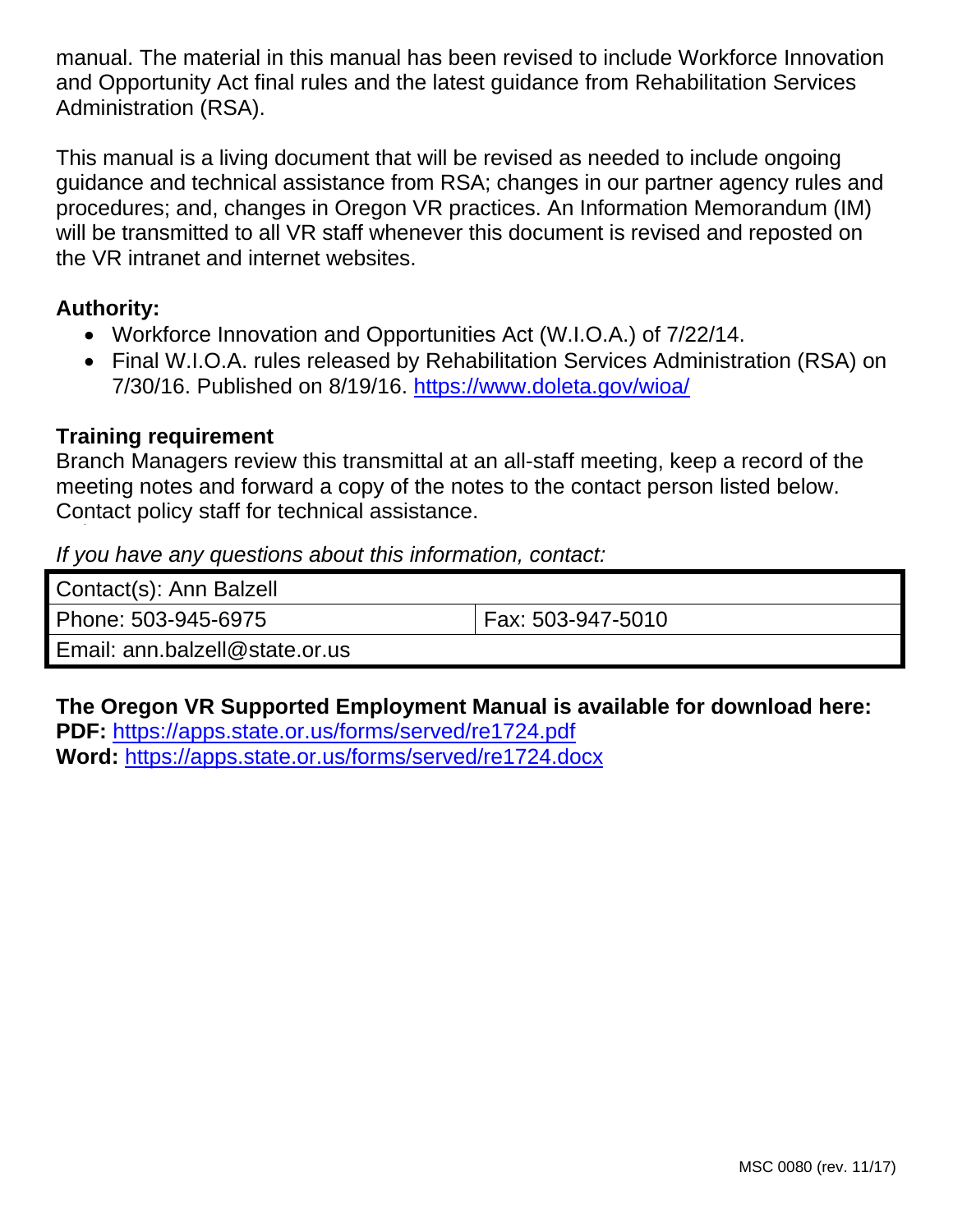manual. The material in this manual has been revised to include Workforce Innovation and Opportunity Act final rules and the latest guidance from Rehabilitation Services Administration (RSA).

This manual is a living document that will be revised as needed to include ongoing guidance and technical assistance from RSA; changes in our partner agency rules and procedures; and, changes in Oregon VR practices. An Information Memorandum (IM) will be transmitted to all VR staff whenever this document is revised and reposted on the VR intranet and internet websites.

**Authority:**

- Workforce Innovation and Opportunities Act (W.I.O.A.) of 7/22/14.
- Final W.I.O.A. rules released by Rehabilitation Services Administration (RSA) on 7/30/16. Published on 8/19/16. https://www.doleta.gov/wioa/

**Training requirement**

Branch Managers review this transmittal at an all-staff meeting, keep a record of the meeting notes and forward a copy of the notes to the contact person listed below. Contact policy staff for technical assistance.

*If you have any questions about this information, contact:*

| | |
|---|---|
| Contact(s): Ann Balzell | |
| Phone: 503-945-6975 | Fax: 503-947-5010 |
| Email: ann.balzell@state.or.us | |

**The Oregon VR Supported Employment Manual is available for download here:**
**PDF:** https://apps.state.or.us/forms/served/re1724.pdf
**Word:** https://apps.state.or.us/forms/served/re1724.docx

MSC 0080 (rev. 11/17)